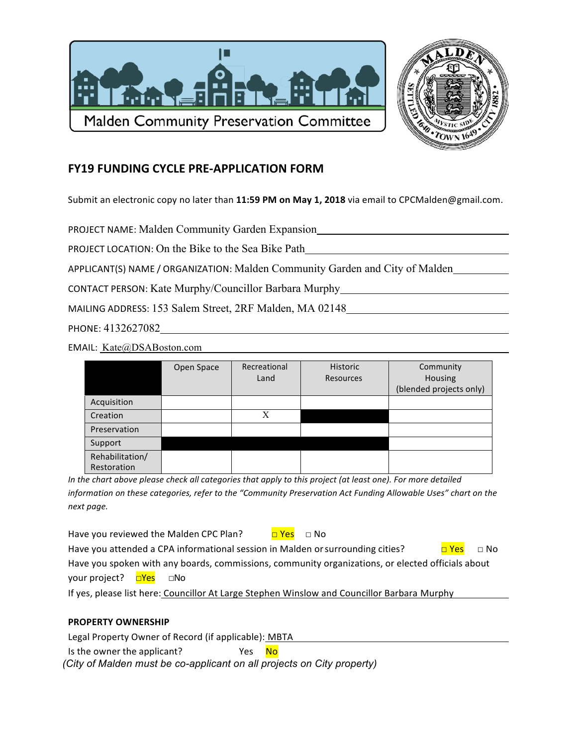Malden Community Preservation Committee

## FY19 FUNDING CYCLE PRE-APPLICATION FORM

Submit an electronic copy no later than **11:59 PM on May 1, 2018** via email to CPCMalden@gmail.com.

PROJECT NAME: Malden Community Garden Expansion

PROJECT LOCATION: On the Bike to the Sea Bike Path

APPLICANT(S) NAME / ORGANIZATION: Malden Community Garden and City of Malden

CONTACT PERSON: Kate Murphy/Councillor Barbara Murphy

MAILING ADDRESS: 153 Salem Street, 2RF Malden, MA 02148

PHONE: 4132627082

EMAIL: Kate@DSABoston.com

| | Open Space | Recreational Land | Historic Resources | Community Housing (blended projects only) |
|---|---|---|---|---|
| Acquisition | | | | |
| Creation | | X | | |
| Preservation | | | | |
| Support | | | | |
| Rehabilitation/ Restoration | | | | |

*In the chart above please check all categories that apply to this project (at least one). For more detailed information on these categories, refer to the "Community Preservation Act Funding Allowable Uses" chart on the next page.*

Have you reviewed the Malden CPC Plan? ☐ Yes ☐ No

Have you attended a CPA informational session in Malden or surrounding cities? ☐ Yes ☐ No

Have you spoken with any boards, commissions, community organizations, or elected officials about your project? ☐Yes ☐No

If yes, please list here: Councillor At Large Stephen Winslow and Councillor Barbara Murphy

**PROPERTY OWNERSHIP**

Legal Property Owner of Record (if applicable): MBTA

Is the owner the applicant? Yes No

*(City of Malden must be co-applicant on all projects on City property)*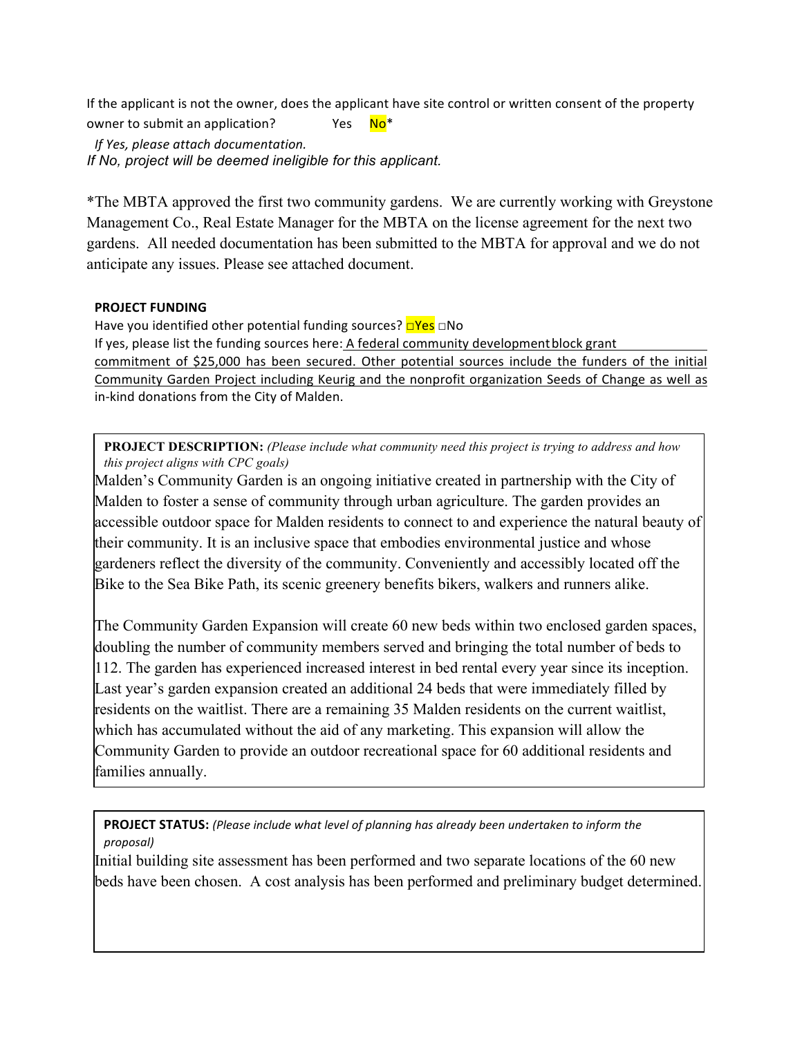If the applicant is not the owner, does the applicant have site control or written consent of the property owner to submit an application? Yes No*

*If Yes, please attach documentation.*
*If No, project will be deemed ineligible for this applicant.*

*The MBTA approved the first two community gardens. We are currently working with Greystone Management Co., Real Estate Manager for the MBTA on the license agreement for the next two gardens. All needed documentation has been submitted to the MBTA for approval and we do not anticipate any issues. Please see attached document.

**PROJECT FUNDING**

Have you identified other potential funding sources? □Yes □No

If yes, please list the funding sources here: A federal community development block grant commitment of $25,000 has been secured. Other potential sources include the funders of the initial Community Garden Project including Keurig and the nonprofit organization Seeds of Change as well as in-kind donations from the City of Malden.

**PROJECT DESCRIPTION:** *(Please include what community need this project is trying to address and how this project aligns with CPC goals)*

Malden's Community Garden is an ongoing initiative created in partnership with the City of Malden to foster a sense of community through urban agriculture. The garden provides an accessible outdoor space for Malden residents to connect to and experience the natural beauty of their community. It is an inclusive space that embodies environmental justice and whose gardeners reflect the diversity of the community. Conveniently and accessibly located off the Bike to the Sea Bike Path, its scenic greenery benefits bikers, walkers and runners alike.

The Community Garden Expansion will create 60 new beds within two enclosed garden spaces, doubling the number of community members served and bringing the total number of beds to 112. The garden has experienced increased interest in bed rental every year since its inception. Last year's garden expansion created an additional 24 beds that were immediately filled by residents on the waitlist. There are a remaining 35 Malden residents on the current waitlist, which has accumulated without the aid of any marketing. This expansion will allow the Community Garden to provide an outdoor recreational space for 60 additional residents and families annually.

**PROJECT STATUS:** *(Please include what level of planning has already been undertaken to inform the proposal)*

Initial building site assessment has been performed and two separate locations of the 60 new beds have been chosen. A cost analysis has been performed and preliminary budget determined.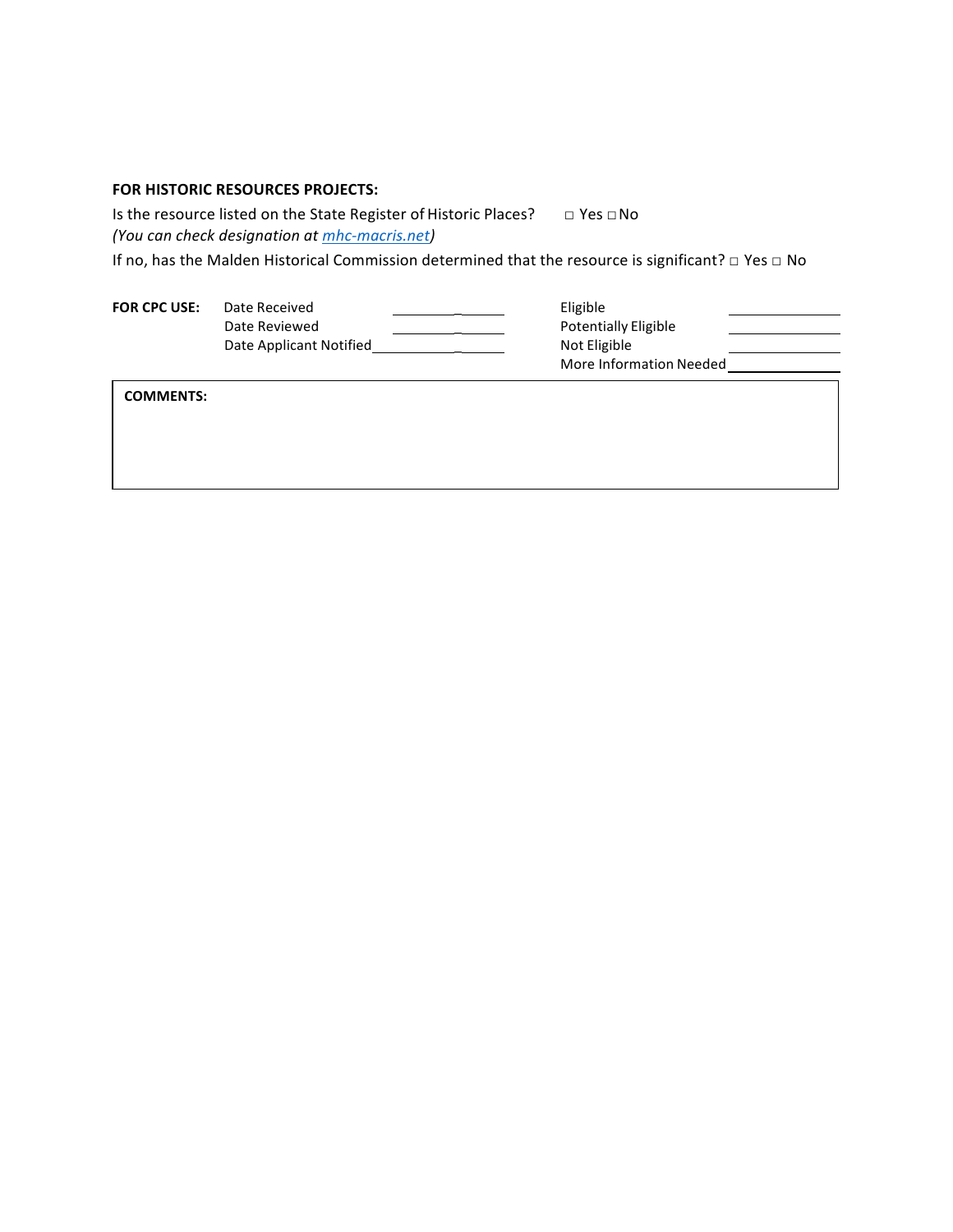**FOR HISTORIC RESOURCES PROJECTS:**

Is the resource listed on the State Register of Historic Places? □ Yes □ No
*(You can check designation at [mhc-macris.net](mhc-macris.net))*

If no, has the Malden Historical Commission determined that the resource is significant? □ Yes □ No

| | | | | |
|---|---|---|---|---|
| **FOR CPC USE:** | Date Received | ____________ | Eligible | ____________ |
| | Date Reviewed | ____________ | Potentially Eligible | ____________ |
| | Date Applicant Notified | ____________ | Not Eligible | ____________ |
| | | | More Information Needed | ____________ |

**COMMENTS:**